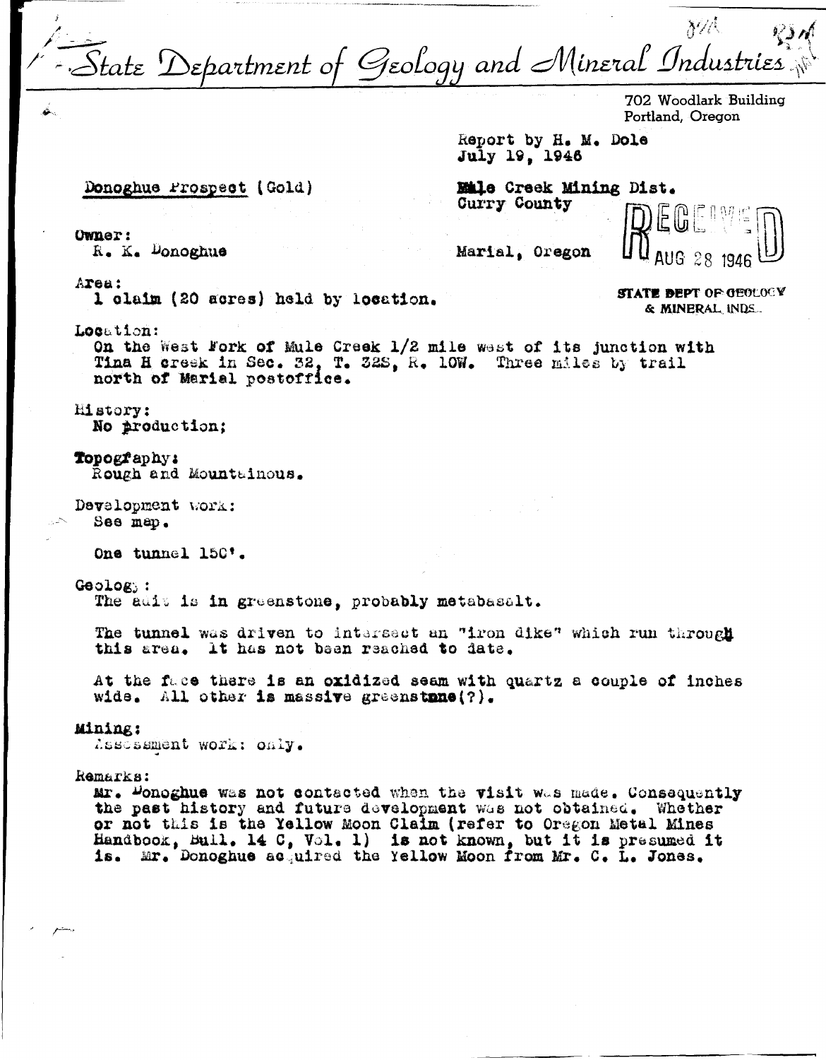# State Department of Geology and Mineral Industries

702 Woodlark Building
Portland, Oregon

Report by H. M. Dole
July 19, 1946

**Donoghue Prospect (Gold)**

Mule Creek Mining Dist.
Curry County

Marial, Oregon

RECEIVED
AUG 28 1946
STATE DEPT OF GEOLOGY & MINERAL INDS.

Owner:
R. K. Donoghue

Area:
1 claim (20 acres) held by location.

Location:
On the West Fork of Mule Creek 1/2 mile west of its junction with Tina H creek in Sec. 32, T. 32S, R. 10W. Three miles by trail north of Marial postoffice.

History:
No production;

Topography:
Rough and Mountainous.

Development work:
See map.

One tunnel 150'.

Geology:
The adit is in greenstone, probably metabasalt.

The tunnel was driven to intersect an "iron dike" which run through this area. It has not been reached to date.

At the face there is an oxidized seam with quartz a couple of inches wide. All other is massive greenstone(?).

Mining:
Assessment work: only.

Remarks:
Mr. Donoghue was not contacted when the visit was made. Consequently the past history and future development was not obtained. Whether or not this is the Yellow Moon Claim (refer to Oregon Metal Mines Handbook, Bull. 14 C, Vol. 1) is not known, but it is presumed it is. Mr. Donoghue acquired the Yellow Moon from Mr. C. L. Jones.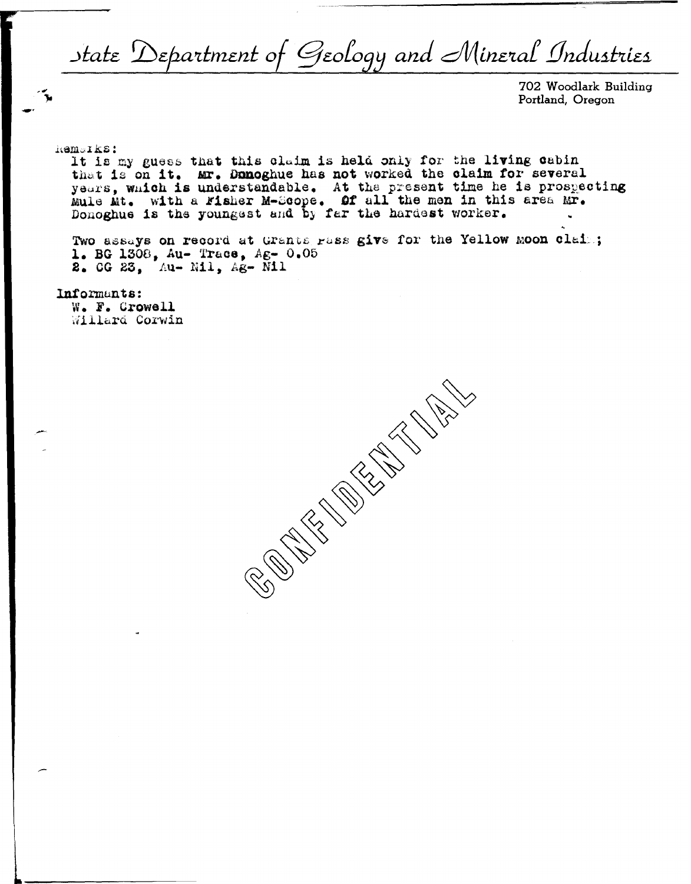# State Department of Geology and Mineral Industries

702 Woodlark Building
Portland, Oregon

Remarks:
It is my guess that this claim is held only for the living cabin that is on it. Mr. Donoghue has not worked the claim for several years, which is understandable. At the present time he is prospecting Mule Mt. with a Fisher M-Scope. Of all the men in this area Mr. Donoghue is the youngest and by far the hardest worker.

Two assays on record at Grants Pass give for the Yellow Moon claim;
1. BG 1308, Au- Trace, Ag- 0.05
2. CG 23, Au- Nil, Ag- Nil

Informants:
W. F. Crowell
Willard Corwin

CONFIDENTIAL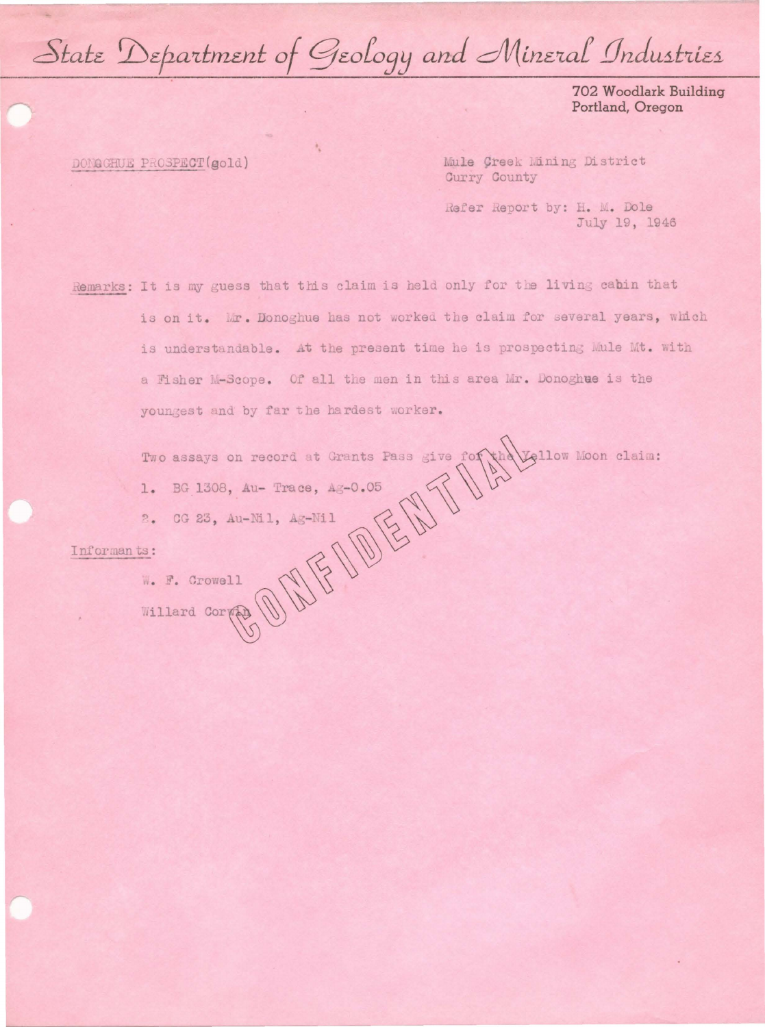# State Department of Geology and Mineral Industries

702 Woodlark Building
Portland, Oregon

DONOGHUE PROSPECT(gold)

Mule Creek Mining District
Curry County

Refer Report by: H. M. Dole
July 19, 1946

Remarks: It is my guess that this claim is held only for the living cabin that is on it. Mr. Donoghue has not worked the claim for several years, which is understandable. At the present time he is prospecting Mule Mt. with a Fisher M-Scope. Of all the men in this area Mr. Donoghue is the youngest and by far the hardest worker.

Two assays on record at Grants Pass give for the Yellow Moon claim:

1. BG 1308, Au- Trace, Ag-0.05
2. CG 23, Au-Nil, Ag-Nil

CONFIDENTIAL

Informants:

W. F. Crowell

Willard Corwin